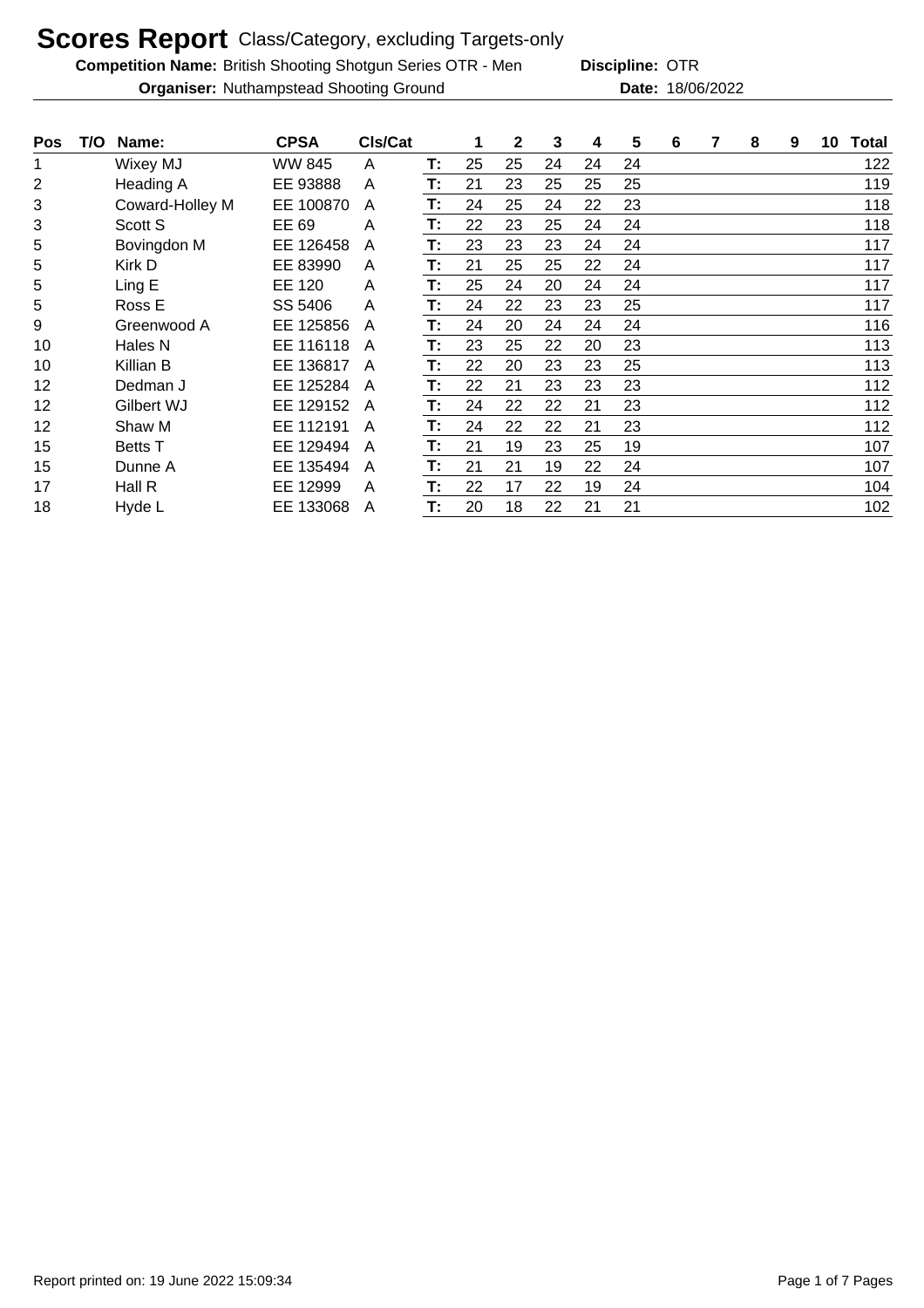# Scores Report Class/Category, excluding Targets-only

**Competition Name:** British Shooting Shotgun Series OTR - Men **Discipline:** OTR

**Organiser:** Nuthampstead Shooting Ground **Date:** 18/06/2022

| Pos | T/O | Name: | CPSA | Cls/Cat | | 1 | 2 | 3 | 4 | 5 | 6 | 7 | 8 | 9 | 10 | Total |
|---|---|---|---|---|---|---|---|---|---|---|---|---|---|---|---|---|
| 1 | | Wixey MJ | WW 845 | A | T: | 25 | 25 | 24 | 24 | 24 | | | | | | 122 |
| 2 | | Heading A | EE 93888 | A | T: | 21 | 23 | 25 | 25 | 25 | | | | | | 119 |
| 3 | | Coward-Holley M | EE 100870 | A | T: | 24 | 25 | 24 | 22 | 23 | | | | | | 118 |
| 3 | | Scott S | EE 69 | A | T: | 22 | 23 | 25 | 24 | 24 | | | | | | 118 |
| 5 | | Bovingdon M | EE 126458 | A | T: | 23 | 23 | 23 | 24 | 24 | | | | | | 117 |
| 5 | | Kirk D | EE 83990 | A | T: | 21 | 25 | 25 | 22 | 24 | | | | | | 117 |
| 5 | | Ling E | EE 120 | A | T: | 25 | 24 | 20 | 24 | 24 | | | | | | 117 |
| 5 | | Ross E | SS 5406 | A | T: | 24 | 22 | 23 | 23 | 25 | | | | | | 117 |
| 9 | | Greenwood A | EE 125856 | A | T: | 24 | 20 | 24 | 24 | 24 | | | | | | 116 |
| 10 | | Hales N | EE 116118 | A | T: | 23 | 25 | 22 | 20 | 23 | | | | | | 113 |
| 10 | | Killian B | EE 136817 | A | T: | 22 | 20 | 23 | 23 | 25 | | | | | | 113 |
| 12 | | Dedman J | EE 125284 | A | T: | 22 | 21 | 23 | 23 | 23 | | | | | | 112 |
| 12 | | Gilbert WJ | EE 129152 | A | T: | 24 | 22 | 22 | 21 | 23 | | | | | | 112 |
| 12 | | Shaw M | EE 112191 | A | T: | 24 | 22 | 22 | 21 | 23 | | | | | | 112 |
| 15 | | Betts T | EE 129494 | A | T: | 21 | 19 | 23 | 25 | 19 | | | | | | 107 |
| 15 | | Dunne A | EE 135494 | A | T: | 21 | 21 | 19 | 22 | 24 | | | | | | 107 |
| 17 | | Hall R | EE 12999 | A | T: | 22 | 17 | 22 | 19 | 24 | | | | | | 104 |
| 18 | | Hyde L | EE 133068 | A | T: | 20 | 18 | 22 | 21 | 21 | | | | | | 102 |

Report printed on: 19 June 2022 15:09:34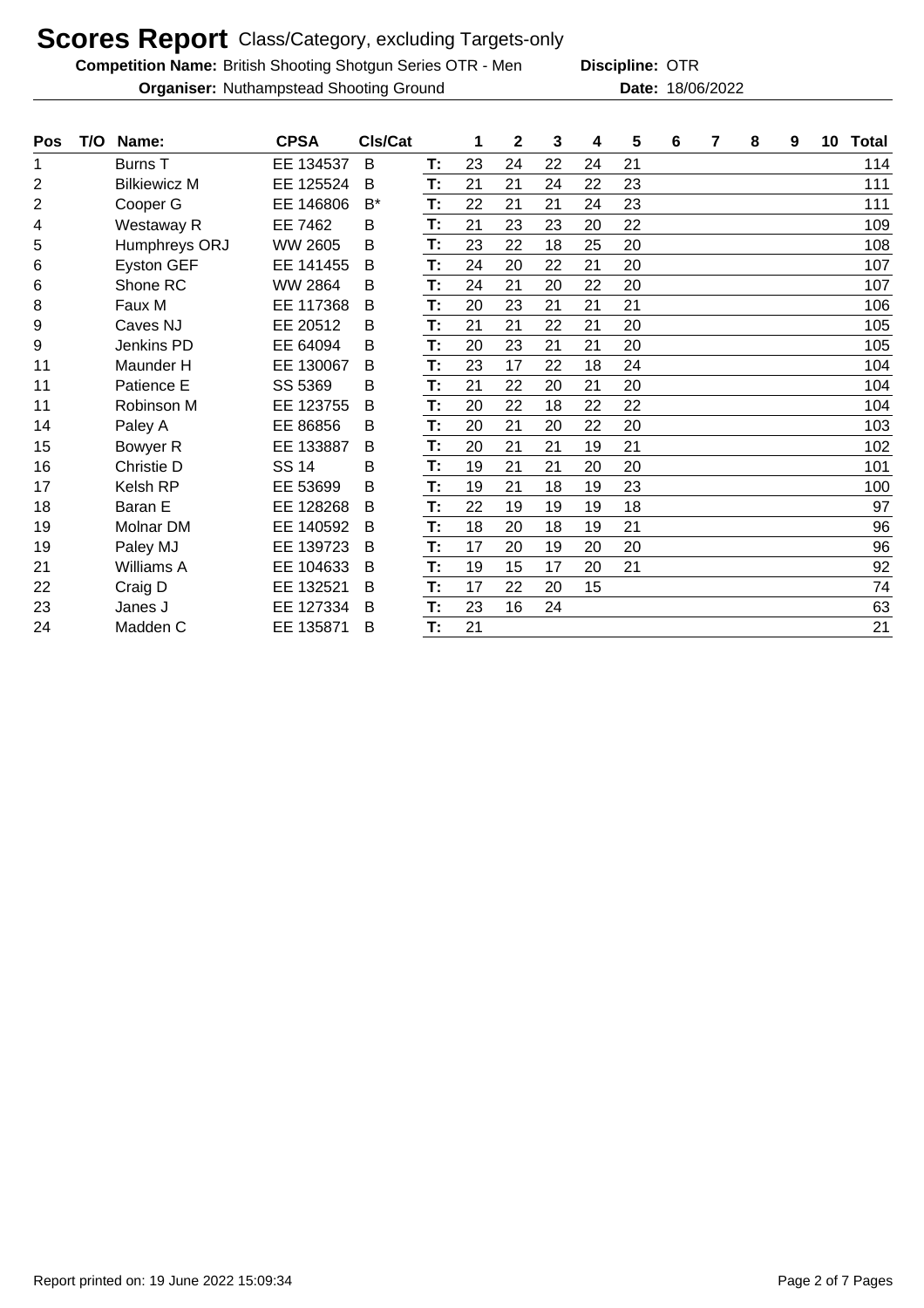# Scores Report Class/Category, excluding Targets-only

**Competition Name:** British Shooting Shotgun Series OTR - Men **Discipline:** OTR

**Organiser:** Nuthampstead Shooting Ground **Date:** 18/06/2022

| Pos | T/O | Name: | CPSA | Cls/Cat | | 1 | 2 | 3 | 4 | 5 | 6 | 7 | 8 | 9 | 10 | Total |
|---|---|---|---|---|---|---|---|---|---|---|---|---|---|---|---|---|
| 1 | | Burns T | EE 134537 | B | T: | 23 | 24 | 22 | 24 | 21 | | | | | | 114 |
| 2 | | Bilkiewicz M | EE 125524 | B | T: | 21 | 21 | 24 | 22 | 23 | | | | | | 111 |
| 2 | | Cooper G | EE 146806 | B* | T: | 22 | 21 | 21 | 24 | 23 | | | | | | 111 |
| 4 | | Westaway R | EE 7462 | B | T: | 21 | 23 | 23 | 20 | 22 | | | | | | 109 |
| 5 | | Humphreys ORJ | WW 2605 | B | T: | 23 | 22 | 18 | 25 | 20 | | | | | | 108 |
| 6 | | Eyston GEF | EE 141455 | B | T: | 24 | 20 | 22 | 21 | 20 | | | | | | 107 |
| 6 | | Shone RC | WW 2864 | B | T: | 24 | 21 | 20 | 22 | 20 | | | | | | 107 |
| 8 | | Faux M | EE 117368 | B | T: | 20 | 23 | 21 | 21 | 21 | | | | | | 106 |
| 9 | | Caves NJ | EE 20512 | B | T: | 21 | 21 | 22 | 21 | 20 | | | | | | 105 |
| 9 | | Jenkins PD | EE 64094 | B | T: | 20 | 23 | 21 | 21 | 20 | | | | | | 105 |
| 11 | | Maunder H | EE 130067 | B | T: | 23 | 17 | 22 | 18 | 24 | | | | | | 104 |
| 11 | | Patience E | SS 5369 | B | T: | 21 | 22 | 20 | 21 | 20 | | | | | | 104 |
| 11 | | Robinson M | EE 123755 | B | T: | 20 | 22 | 18 | 22 | 22 | | | | | | 104 |
| 14 | | Paley A | EE 86856 | B | T: | 20 | 21 | 20 | 22 | 20 | | | | | | 103 |
| 15 | | Bowyer R | EE 133887 | B | T: | 20 | 21 | 21 | 19 | 21 | | | | | | 102 |
| 16 | | Christie D | SS 14 | B | T: | 19 | 21 | 21 | 20 | 20 | | | | | | 101 |
| 17 | | Kelsh RP | EE 53699 | B | T: | 19 | 21 | 18 | 19 | 23 | | | | | | 100 |
| 18 | | Baran E | EE 128268 | B | T: | 22 | 19 | 19 | 19 | 18 | | | | | | 97 |
| 19 | | Molnar DM | EE 140592 | B | T: | 18 | 20 | 18 | 19 | 21 | | | | | | 96 |
| 19 | | Paley MJ | EE 139723 | B | T: | 17 | 20 | 19 | 20 | 20 | | | | | | 96 |
| 21 | | Williams A | EE 104633 | B | T: | 19 | 15 | 17 | 20 | 21 | | | | | | 92 |
| 22 | | Craig D | EE 132521 | B | T: | 17 | 22 | 20 | 15 | | | | | | | 74 |
| 23 | | Janes J | EE 127334 | B | T: | 23 | 16 | 24 | | | | | | | | 63 |
| 24 | | Madden C | EE 135871 | B | T: | 21 | | | | | | | | | | 21 |

Report printed on: 19 June 2022 15:09:34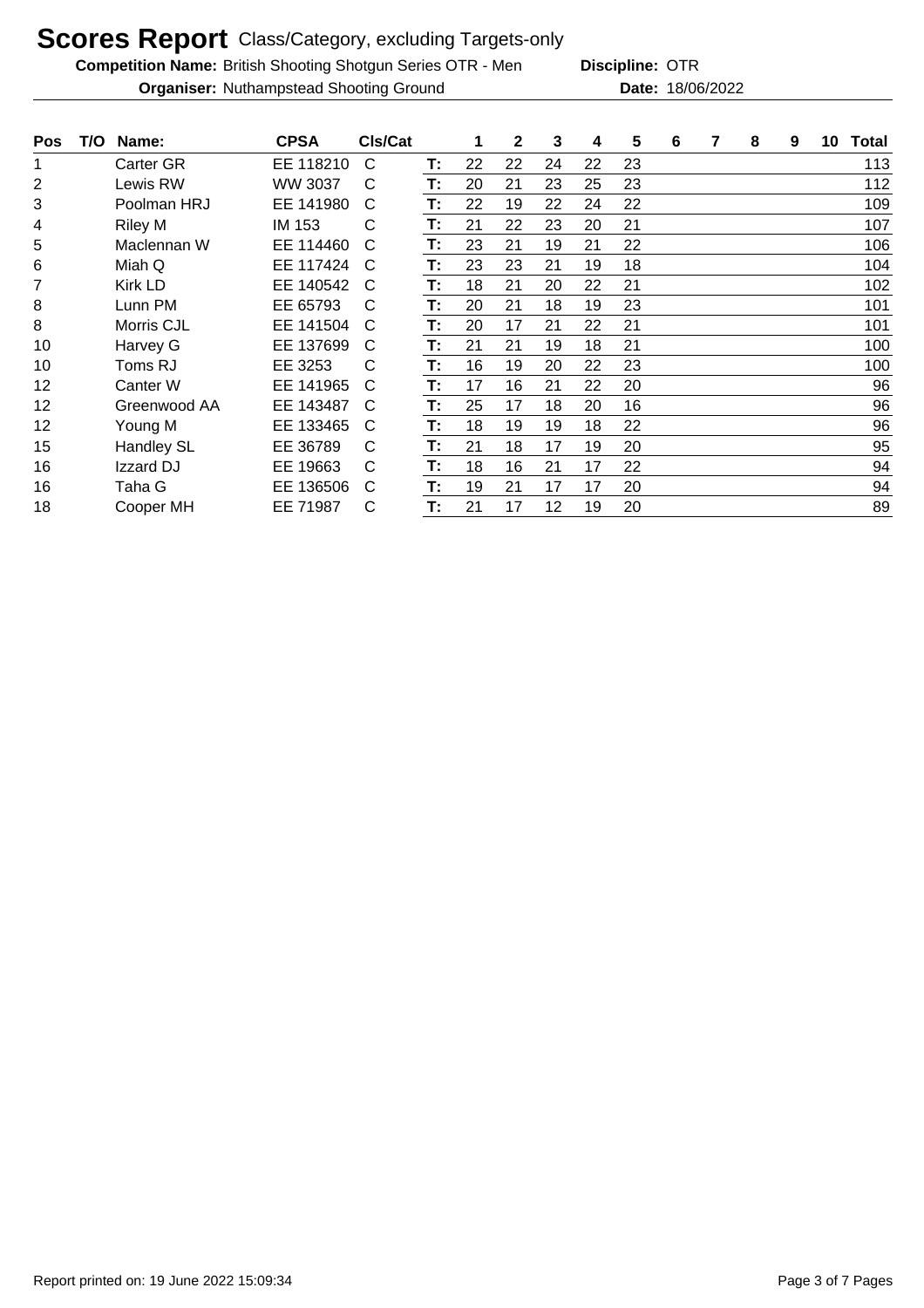# Scores Report Class/Category, excluding Targets-only

**Competition Name:** British Shooting Shotgun Series OTR - Men **Discipline:** OTR

**Organiser:** Nuthampstead Shooting Ground **Date:** 18/06/2022

| Pos | T/O | Name: | CPSA | Cls/Cat | | 1 | 2 | 3 | 4 | 5 | 6 | 7 | 8 | 9 | 10 | Total |
|---|---|---|---|---|---|---|---|---|---|---|---|---|---|---|---|---|
| 1 | | Carter GR | EE 118210 | C | T: | 22 | 22 | 24 | 22 | 23 | | | | | | 113 |
| 2 | | Lewis RW | WW 3037 | C | T: | 20 | 21 | 23 | 25 | 23 | | | | | | 112 |
| 3 | | Poolman HRJ | EE 141980 | C | T: | 22 | 19 | 22 | 24 | 22 | | | | | | 109 |
| 4 | | Riley M | IM 153 | C | T: | 21 | 22 | 23 | 20 | 21 | | | | | | 107 |
| 5 | | Maclennan W | EE 114460 | C | T: | 23 | 21 | 19 | 21 | 22 | | | | | | 106 |
| 6 | | Miah Q | EE 117424 | C | T: | 23 | 23 | 21 | 19 | 18 | | | | | | 104 |
| 7 | | Kirk LD | EE 140542 | C | T: | 18 | 21 | 20 | 22 | 21 | | | | | | 102 |
| 8 | | Lunn PM | EE 65793 | C | T: | 20 | 21 | 18 | 19 | 23 | | | | | | 101 |
| 8 | | Morris CJL | EE 141504 | C | T: | 20 | 17 | 21 | 22 | 21 | | | | | | 101 |
| 10 | | Harvey G | EE 137699 | C | T: | 21 | 21 | 19 | 18 | 21 | | | | | | 100 |
| 10 | | Toms RJ | EE 3253 | C | T: | 16 | 19 | 20 | 22 | 23 | | | | | | 100 |
| 12 | | Canter W | EE 141965 | C | T: | 17 | 16 | 21 | 22 | 20 | | | | | | 96 |
| 12 | | Greenwood AA | EE 143487 | C | T: | 25 | 17 | 18 | 20 | 16 | | | | | | 96 |
| 12 | | Young M | EE 133465 | C | T: | 18 | 19 | 19 | 18 | 22 | | | | | | 96 |
| 15 | | Handley SL | EE 36789 | C | T: | 21 | 18 | 17 | 19 | 20 | | | | | | 95 |
| 16 | | Izzard DJ | EE 19663 | C | T: | 18 | 16 | 21 | 17 | 22 | | | | | | 94 |
| 16 | | Taha G | EE 136506 | C | T: | 19 | 21 | 17 | 17 | 20 | | | | | | 94 |
| 18 | | Cooper MH | EE 71987 | C | T: | 21 | 17 | 12 | 19 | 20 | | | | | | 89 |

Report printed on: 19 June 2022 15:09:34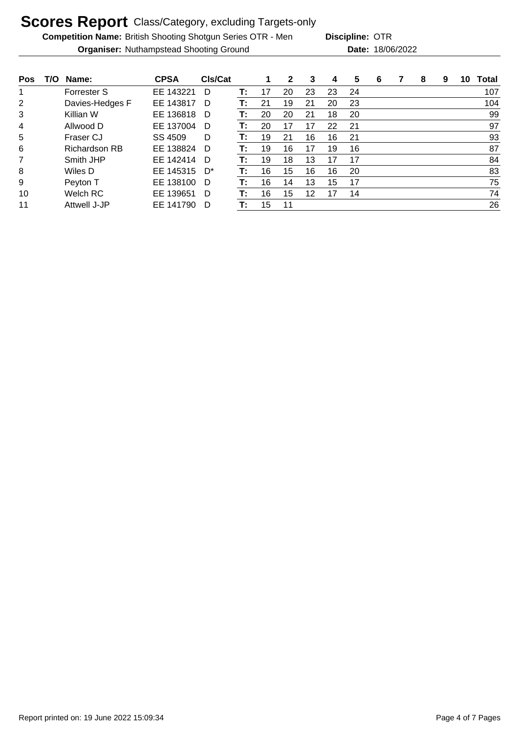# Scores Report Class/Category, excluding Targets-only

**Competition Name:** British Shooting Shotgun Series OTR - Men **Discipline:** OTR

**Organiser:** Nuthampstead Shooting Ground **Date:** 18/06/2022

| Pos | T/O | Name: | CPSA | Cls/Cat | | 1 | 2 | 3 | 4 | 5 | 6 | 7 | 8 | 9 | 10 | Total |
|---|---|---|---|---|---|---|---|---|---|---|---|---|---|---|---|---|
| 1 | | Forrester S | EE 143221 | D | T: | 17 | 20 | 23 | 23 | 24 | | | | | | 107 |
| 2 | | Davies-Hedges F | EE 143817 | D | T: | 21 | 19 | 21 | 20 | 23 | | | | | | 104 |
| 3 | | Killian W | EE 136818 | D | T: | 20 | 20 | 21 | 18 | 20 | | | | | | 99 |
| 4 | | Allwood D | EE 137004 | D | T: | 20 | 17 | 17 | 22 | 21 | | | | | | 97 |
| 5 | | Fraser CJ | SS 4509 | D | T: | 19 | 21 | 16 | 16 | 21 | | | | | | 93 |
| 6 | | Richardson RB | EE 138824 | D | T: | 19 | 16 | 17 | 19 | 16 | | | | | | 87 |
| 7 | | Smith JHP | EE 142414 | D | T: | 19 | 18 | 13 | 17 | 17 | | | | | | 84 |
| 8 | | Wiles D | EE 145315 | D* | T: | 16 | 15 | 16 | 16 | 20 | | | | | | 83 |
| 9 | | Peyton T | EE 138100 | D | T: | 16 | 14 | 13 | 15 | 17 | | | | | | 75 |
| 10 | | Welch RC | EE 139651 | D | T: | 16 | 15 | 12 | 17 | 14 | | | | | | 74 |
| 11 | | Attwell J-JP | EE 141790 | D | T: | 15 | 11 | | | | | | | | | 26 |

Report printed on: 19 June 2022 15:09:34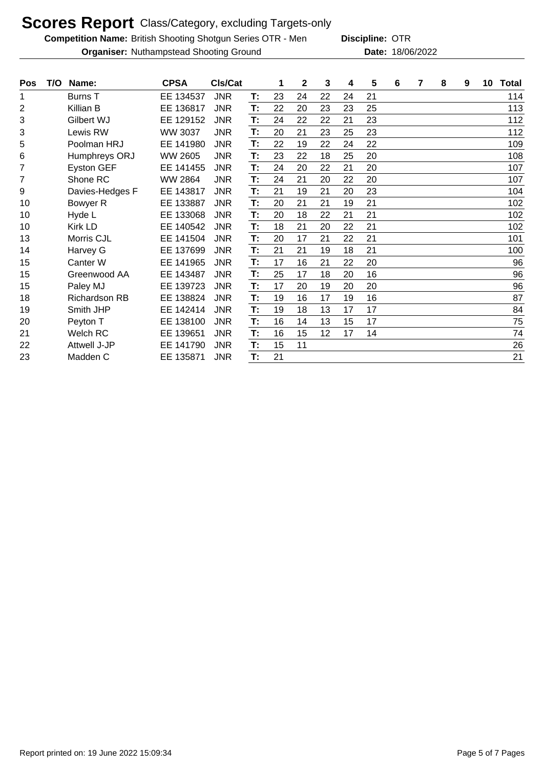# Scores Report Class/Category, excluding Targets-only

**Competition Name:** British Shooting Shotgun Series OTR - Men **Discipline:** OTR

**Organiser:** Nuthampstead Shooting Ground **Date:** 18/06/2022

| Pos | T/O | Name: | CPSA | Cls/Cat | | 1 | 2 | 3 | 4 | 5 | 6 | 7 | 8 | 9 | 10 | Total |
|---|---|---|---|---|---|---|---|---|---|---|---|---|---|---|---|---|
| 1 | | Burns T | EE 134537 | JNR | T: | 23 | 24 | 22 | 24 | 21 | | | | | | 114 |
| 2 | | Killian B | EE 136817 | JNR | T: | 22 | 20 | 23 | 23 | 25 | | | | | | 113 |
| 3 | | Gilbert WJ | EE 129152 | JNR | T: | 24 | 22 | 22 | 21 | 23 | | | | | | 112 |
| 3 | | Lewis RW | WW 3037 | JNR | T: | 20 | 21 | 23 | 25 | 23 | | | | | | 112 |
| 5 | | Poolman HRJ | EE 141980 | JNR | T: | 22 | 19 | 22 | 24 | 22 | | | | | | 109 |
| 6 | | Humphreys ORJ | WW 2605 | JNR | T: | 23 | 22 | 18 | 25 | 20 | | | | | | 108 |
| 7 | | Eyston GEF | EE 141455 | JNR | T: | 24 | 20 | 22 | 21 | 20 | | | | | | 107 |
| 7 | | Shone RC | WW 2864 | JNR | T: | 24 | 21 | 20 | 22 | 20 | | | | | | 107 |
| 9 | | Davies-Hedges F | EE 143817 | JNR | T: | 21 | 19 | 21 | 20 | 23 | | | | | | 104 |
| 10 | | Bowyer R | EE 133887 | JNR | T: | 20 | 21 | 21 | 19 | 21 | | | | | | 102 |
| 10 | | Hyde L | EE 133068 | JNR | T: | 20 | 18 | 22 | 21 | 21 | | | | | | 102 |
| 10 | | Kirk LD | EE 140542 | JNR | T: | 18 | 21 | 20 | 22 | 21 | | | | | | 102 |
| 13 | | Morris CJL | EE 141504 | JNR | T: | 20 | 17 | 21 | 22 | 21 | | | | | | 101 |
| 14 | | Harvey G | EE 137699 | JNR | T: | 21 | 21 | 19 | 18 | 21 | | | | | | 100 |
| 15 | | Canter W | EE 141965 | JNR | T: | 17 | 16 | 21 | 22 | 20 | | | | | | 96 |
| 15 | | Greenwood AA | EE 143487 | JNR | T: | 25 | 17 | 18 | 20 | 16 | | | | | | 96 |
| 15 | | Paley MJ | EE 139723 | JNR | T: | 17 | 20 | 19 | 20 | 20 | | | | | | 96 |
| 18 | | Richardson RB | EE 138824 | JNR | T: | 19 | 16 | 17 | 19 | 16 | | | | | | 87 |
| 19 | | Smith JHP | EE 142414 | JNR | T: | 19 | 18 | 13 | 17 | 17 | | | | | | 84 |
| 20 | | Peyton T | EE 138100 | JNR | T: | 16 | 14 | 13 | 15 | 17 | | | | | | 75 |
| 21 | | Welch RC | EE 139651 | JNR | T: | 16 | 15 | 12 | 17 | 14 | | | | | | 74 |
| 22 | | Attwell J-JP | EE 141790 | JNR | T: | 15 | 11 | | | | | | | | | 26 |
| 23 | | Madden C | EE 135871 | JNR | T: | 21 | | | | | | | | | | 21 |

Report printed on: 19 June 2022 15:09:34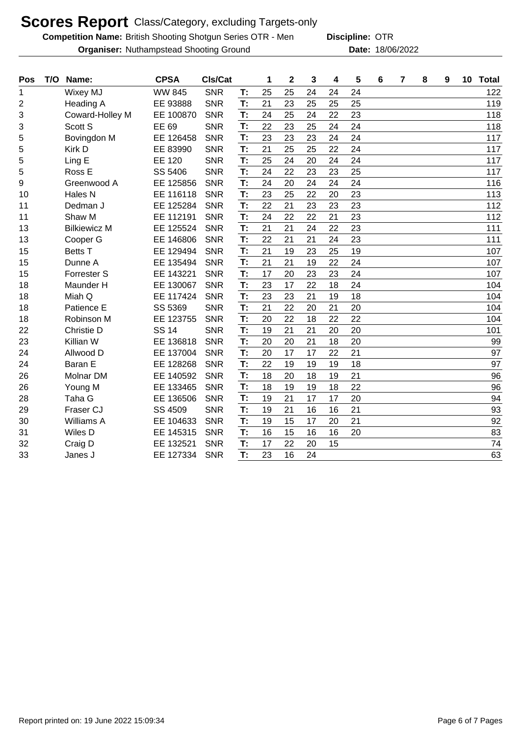# Scores Report Class/Category, excluding Targets-only

**Competition Name:** British Shooting Shotgun Series OTR - Men **Discipline:** OTR

**Organiser:** Nuthampstead Shooting Ground **Date:** 18/06/2022

| Pos | T/O | Name: | CPSA | Cls/Cat | | 1 | 2 | 3 | 4 | 5 | 6 | 7 | 8 | 9 | 10 | Total |
|---|---|---|---|---|---|---|---|---|---|---|---|---|---|---|---|---|
| 1 | | Wixey MJ | WW 845 | SNR | T: | 25 | 25 | 24 | 24 | 24 | | | | | | 122 |
| 2 | | Heading A | EE 93888 | SNR | T: | 21 | 23 | 25 | 25 | 25 | | | | | | 119 |
| 3 | | Coward-Holley M | EE 100870 | SNR | T: | 24 | 25 | 24 | 22 | 23 | | | | | | 118 |
| 3 | | Scott S | EE 69 | SNR | T: | 22 | 23 | 25 | 24 | 24 | | | | | | 118 |
| 5 | | Bovingdon M | EE 126458 | SNR | T: | 23 | 23 | 23 | 24 | 24 | | | | | | 117 |
| 5 | | Kirk D | EE 83990 | SNR | T: | 21 | 25 | 25 | 22 | 24 | | | | | | 117 |
| 5 | | Ling E | EE 120 | SNR | T: | 25 | 24 | 20 | 24 | 24 | | | | | | 117 |
| 5 | | Ross E | SS 5406 | SNR | T: | 24 | 22 | 23 | 23 | 25 | | | | | | 117 |
| 9 | | Greenwood A | EE 125856 | SNR | T: | 24 | 20 | 24 | 24 | 24 | | | | | | 116 |
| 10 | | Hales N | EE 116118 | SNR | T: | 23 | 25 | 22 | 20 | 23 | | | | | | 113 |
| 11 | | Dedman J | EE 125284 | SNR | T: | 22 | 21 | 23 | 23 | 23 | | | | | | 112 |
| 11 | | Shaw M | EE 112191 | SNR | T: | 24 | 22 | 22 | 21 | 23 | | | | | | 112 |
| 13 | | Bilkiewicz M | EE 125524 | SNR | T: | 21 | 21 | 24 | 22 | 23 | | | | | | 111 |
| 13 | | Cooper G | EE 146806 | SNR | T: | 22 | 21 | 21 | 24 | 23 | | | | | | 111 |
| 15 | | Betts T | EE 129494 | SNR | T: | 21 | 19 | 23 | 25 | 19 | | | | | | 107 |
| 15 | | Dunne A | EE 135494 | SNR | T: | 21 | 21 | 19 | 22 | 24 | | | | | | 107 |
| 15 | | Forrester S | EE 143221 | SNR | T: | 17 | 20 | 23 | 23 | 24 | | | | | | 107 |
| 18 | | Maunder H | EE 130067 | SNR | T: | 23 | 17 | 22 | 18 | 24 | | | | | | 104 |
| 18 | | Miah Q | EE 117424 | SNR | T: | 23 | 23 | 21 | 19 | 18 | | | | | | 104 |
| 18 | | Patience E | SS 5369 | SNR | T: | 21 | 22 | 20 | 21 | 20 | | | | | | 104 |
| 18 | | Robinson M | EE 123755 | SNR | T: | 20 | 22 | 18 | 22 | 22 | | | | | | 104 |
| 22 | | Christie D | SS 14 | SNR | T: | 19 | 21 | 21 | 20 | 20 | | | | | | 101 |
| 23 | | Killian W | EE 136818 | SNR | T: | 20 | 20 | 21 | 18 | 20 | | | | | | 99 |
| 24 | | Allwood D | EE 137004 | SNR | T: | 20 | 17 | 17 | 22 | 21 | | | | | | 97 |
| 24 | | Baran E | EE 128268 | SNR | T: | 22 | 19 | 19 | 19 | 18 | | | | | | 97 |
| 26 | | Molnar DM | EE 140592 | SNR | T: | 18 | 20 | 18 | 19 | 21 | | | | | | 96 |
| 26 | | Young M | EE 133465 | SNR | T: | 18 | 19 | 19 | 18 | 22 | | | | | | 96 |
| 28 | | Taha G | EE 136506 | SNR | T: | 19 | 21 | 17 | 17 | 20 | | | | | | 94 |
| 29 | | Fraser CJ | SS 4509 | SNR | T: | 19 | 21 | 16 | 16 | 21 | | | | | | 93 |
| 30 | | Williams A | EE 104633 | SNR | T: | 19 | 15 | 17 | 20 | 21 | | | | | | 92 |
| 31 | | Wiles D | EE 145315 | SNR | T: | 16 | 15 | 16 | 16 | 20 | | | | | | 83 |
| 32 | | Craig D | EE 132521 | SNR | T: | 17 | 22 | 20 | 15 | | | | | | | 74 |
| 33 | | Janes J | EE 127334 | SNR | T: | 23 | 16 | 24 | | | | | | | | 63 |

Report printed on: 19 June 2022 15:09:34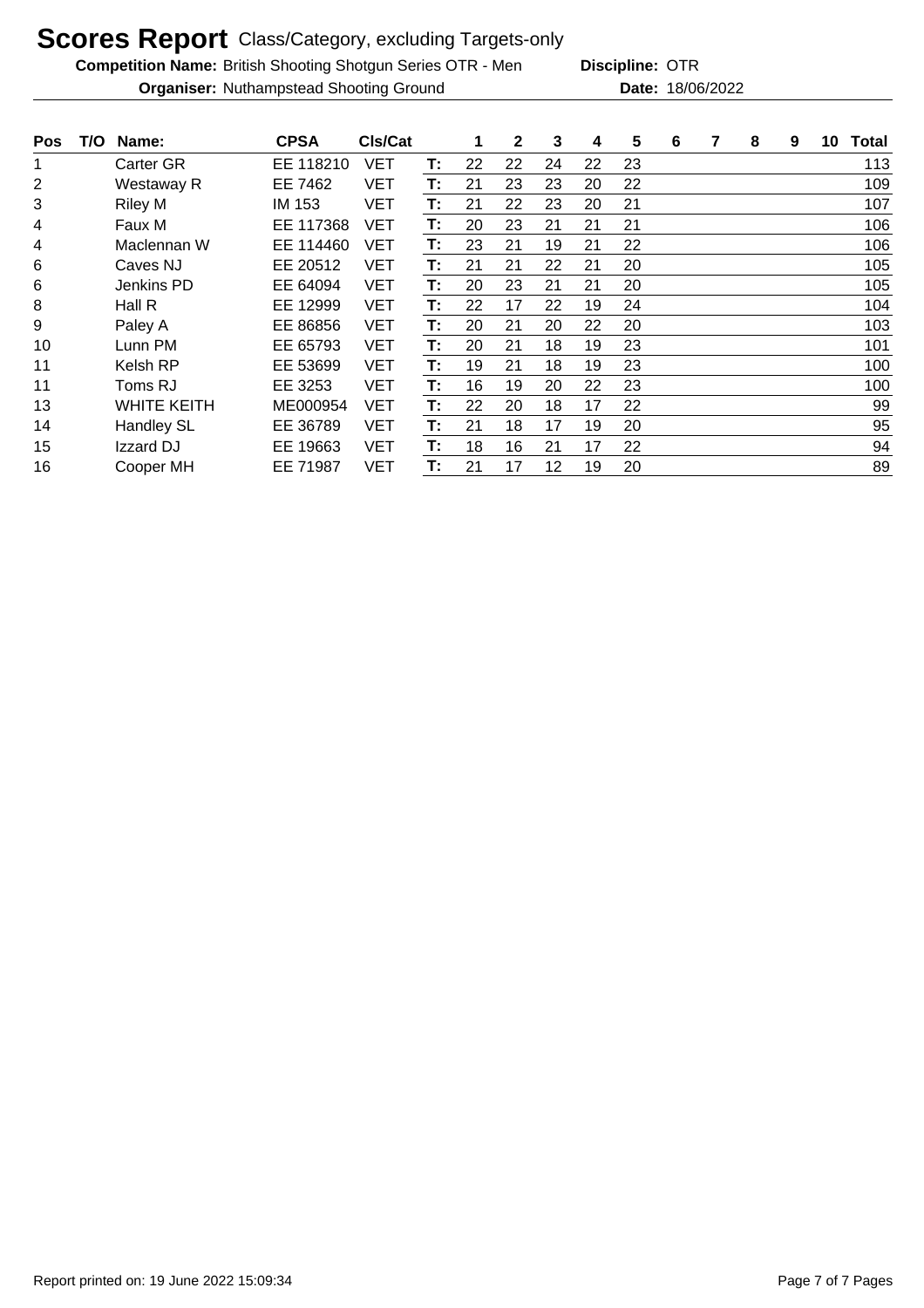# Scores Report Class/Category, excluding Targets-only

**Competition Name:** British Shooting Shotgun Series OTR - Men **Discipline:** OTR

**Organiser:** Nuthampstead Shooting Ground **Date:** 18/06/2022

| Pos | T/O | Name: | CPSA | Cls/Cat | | 1 | 2 | 3 | 4 | 5 | 6 | 7 | 8 | 9 | 10 | Total |
|---|---|---|---|---|---|---|---|---|---|---|---|---|---|---|---|---|
| 1 | | Carter GR | EE 118210 | VET | T: | 22 | 22 | 24 | 22 | 23 | | | | | | 113 |
| 2 | | Westaway R | EE 7462 | VET | T: | 21 | 23 | 23 | 20 | 22 | | | | | | 109 |
| 3 | | Riley M | IM 153 | VET | T: | 21 | 22 | 23 | 20 | 21 | | | | | | 107 |
| 4 | | Faux M | EE 117368 | VET | T: | 20 | 23 | 21 | 21 | 21 | | | | | | 106 |
| 4 | | Maclennan W | EE 114460 | VET | T: | 23 | 21 | 19 | 21 | 22 | | | | | | 106 |
| 6 | | Caves NJ | EE 20512 | VET | T: | 21 | 21 | 22 | 21 | 20 | | | | | | 105 |
| 6 | | Jenkins PD | EE 64094 | VET | T: | 20 | 23 | 21 | 21 | 20 | | | | | | 105 |
| 8 | | Hall R | EE 12999 | VET | T: | 22 | 17 | 22 | 19 | 24 | | | | | | 104 |
| 9 | | Paley A | EE 86856 | VET | T: | 20 | 21 | 20 | 22 | 20 | | | | | | 103 |
| 10 | | Lunn PM | EE 65793 | VET | T: | 20 | 21 | 18 | 19 | 23 | | | | | | 101 |
| 11 | | Kelsh RP | EE 53699 | VET | T: | 19 | 21 | 18 | 19 | 23 | | | | | | 100 |
| 11 | | Toms RJ | EE 3253 | VET | T: | 16 | 19 | 20 | 22 | 23 | | | | | | 100 |
| 13 | | WHITE KEITH | ME000954 | VET | T: | 22 | 20 | 18 | 17 | 22 | | | | | | 99 |
| 14 | | Handley SL | EE 36789 | VET | T: | 21 | 18 | 17 | 19 | 20 | | | | | | 95 |
| 15 | | Izzard DJ | EE 19663 | VET | T: | 18 | 16 | 21 | 17 | 22 | | | | | | 94 |
| 16 | | Cooper MH | EE 71987 | VET | T: | 21 | 17 | 12 | 19 | 20 | | | | | | 89 |

Report printed on: 19 June 2022 15:09:34